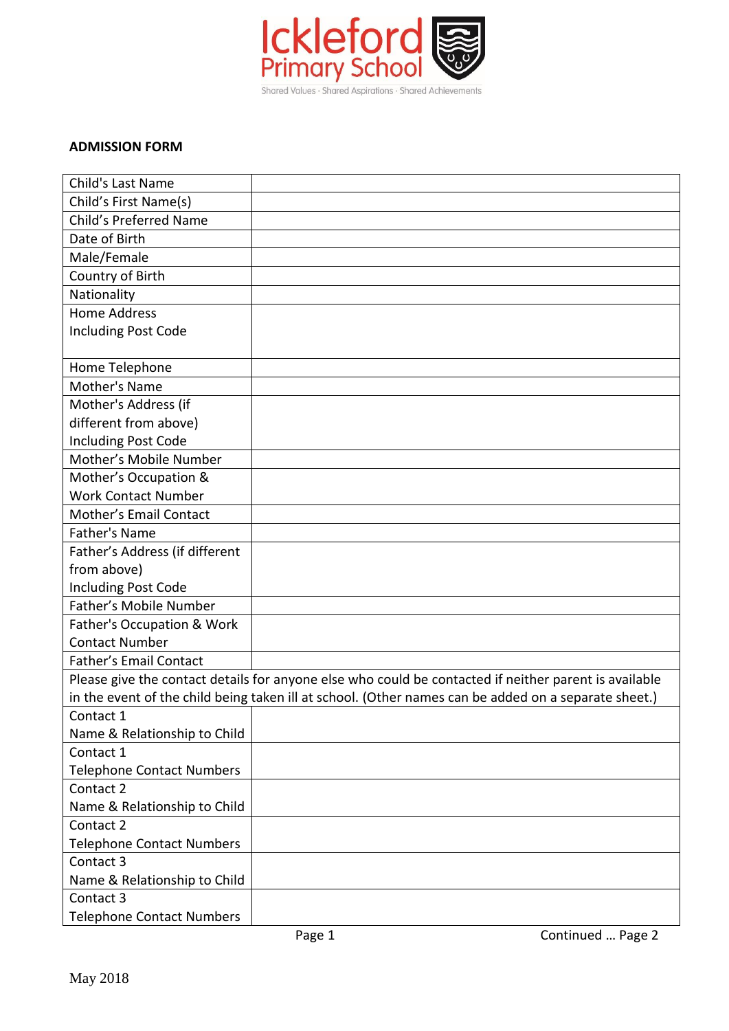Ickleford Primary School

Shared Values · Shared Aspirations · Shared Achievements

**ADMISSION FORM**

| | |
|---|---|
| Child's Last Name | |
| Child's First Name(s) | |
| Child's Preferred Name | |
| Date of Birth | |
| Male/Female | |
| Country of Birth | |
| Nationality | |
| Home Address Including Post Code | |
| Home Telephone | |
| Mother's Name | |
| Mother's Address (if different from above) Including Post Code | |
| Mother's Mobile Number | |
| Mother's Occupation & Work Contact Number | |
| Mother's Email Contact | |
| Father's Name | |
| Father's Address (if different from above) Including Post Code | |
| Father's Mobile Number | |
| Father's Occupation & Work Contact Number | |
| Father's Email Contact | |
| Please give the contact details for anyone else who could be contacted if neither parent is available in the event of the child being taken ill at school. (Other names can be added on a separate sheet.) | |
| Contact 1 Name & Relationship to Child | |
| Contact 1 Telephone Contact Numbers | |
| Contact 2 Name & Relationship to Child | |
| Contact 2 Telephone Contact Numbers | |
| Contact 3 Name & Relationship to Child | |
| Contact 3 Telephone Contact Numbers | |

Continued … Page 2

May 2018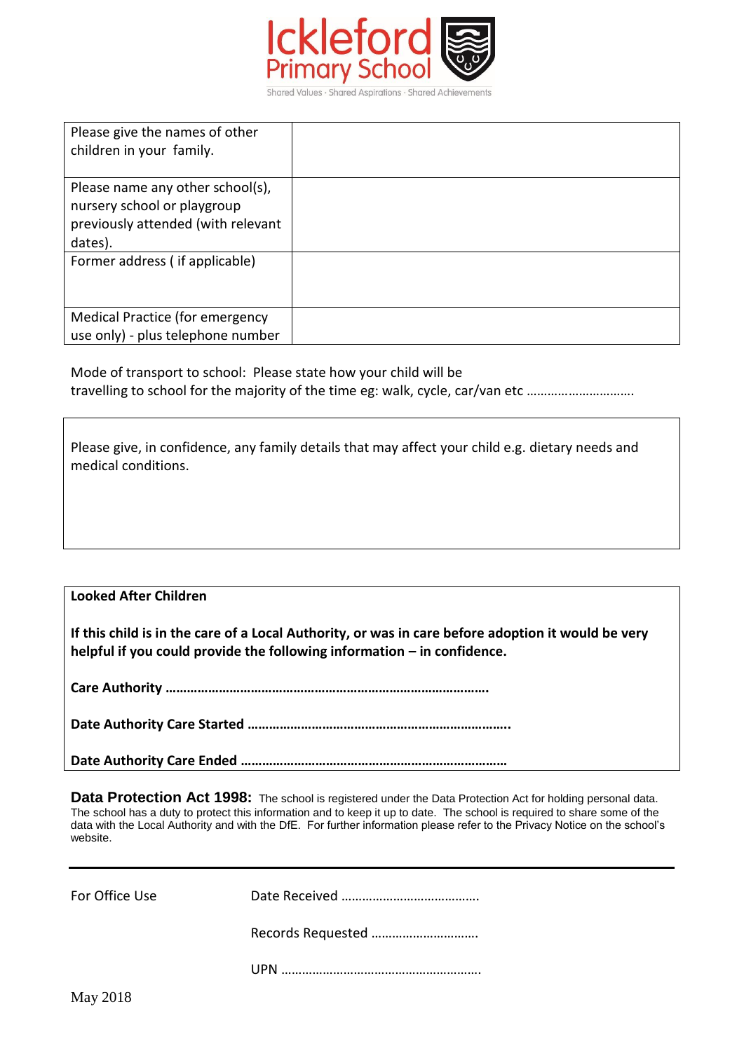Ickleford Primary School

Shared Values · Shared Aspirations · Shared Achievements

| | |
|---|---|
| Please give the names of other children in your family. | |
| Please name any other school(s), nursery school or playgroup previously attended (with relevant dates). | |
| Former address ( if applicable) | |
| Medical Practice (for emergency use only) - plus telephone number | |

Mode of transport to school: Please state how your child will be travelling to school for the majority of the time eg: walk, cycle, car/van etc ………………………….

Please give, in confidence, any family details that may affect your child e.g. dietary needs and medical conditions.

**Looked After Children**

**If this child is in the care of a Local Authority, or was in care before adoption it would be very helpful if you could provide the following information – in confidence.**

**Care Authority …………………………………………………………………………….**

**Date Authority Care Started ……………………………………………………………..**

**Date Authority Care Ended ………………………………………………………………**

**Data Protection Act 1998:** The school is registered under the Data Protection Act for holding personal data. The school has a duty to protect this information and to keep it up to date. The school is required to share some of the data with the Local Authority and with the DfE. For further information please refer to the Privacy Notice on the school's website.

---

For Office Use

Date Received ………………………………….

Records Requested ………………………….

UPN …………………………………………………

May 2018